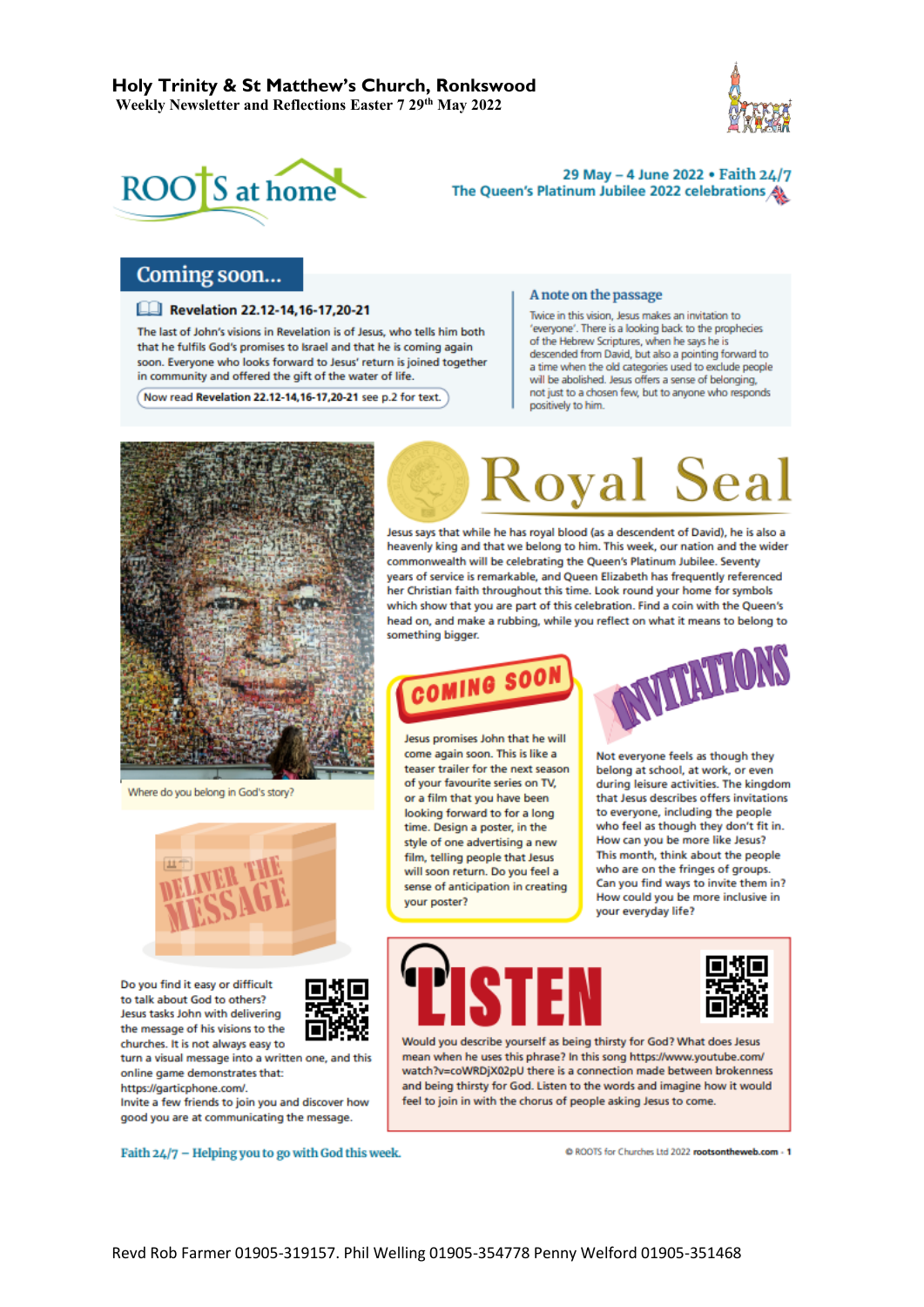# Holy Trinity & St Matthew's Church, Ronkswood

**Weekly Newsletter and Reflections Easter 7 29th May 2022**

ROOTS at home

29 May – 4 June 2022 • Faith 24/7

The Queen's Platinum Jubilee 2022 celebrations

## Coming soon...

### Revelation 22.12-14,16-17,20-21

The last of John's visions in Revelation is of Jesus, who tells him both that he fulfils God's promises to Israel and that he is coming again soon. Everyone who looks forward to Jesus' return is joined together in community and offered the gift of the water of life.

Now read **Revelation 22.12-14,16-17,20-21** see p.2 for text.

### A note on the passage

Twice in this vision, Jesus makes an invitation to 'everyone'. There is a looking back to the prophecies of the Hebrew Scriptures, when he says he is descended from David, but also a pointing forward to a time when the old categories used to exclude people will be abolished. Jesus offers a sense of belonging, not just to a chosen few, but to anyone who responds positively to him.

Where do you belong in God's story?

## Royal Seal

Jesus says that while he has royal blood (as a descendent of David), he is also a heavenly king and that we belong to him. This week, our nation and the wider commonwealth will be celebrating the Queen's Platinum Jubilee. Seventy years of service is remarkable, and Queen Elizabeth has frequently referenced her Christian faith throughout this time. Look round your home for symbols which show that you are part of this celebration. Find a coin with the Queen's head on, and make a rubbing, while you reflect on what it means to belong to something bigger.

## Coming Soon

Jesus promises John that he will come again soon. This is like a teaser trailer for the next season of your favourite series on TV, or a film that you have been looking forward to for a long time. Design a poster, in the style of one advertising a new film, telling people that Jesus will soon return. Do you feel a sense of anticipation in creating your poster?

## Invitations

Not everyone feels as though they belong at school, at work, or even during leisure activities. The kingdom that Jesus describes offers invitations to everyone, including the people who feel as though they don't fit in. How can you be more like Jesus? This month, think about the people who are on the fringes of groups. Can you find ways to invite them in? How could you be more inclusive in your everyday life?

## Deliver the Message

Do you find it easy or difficult to talk about God to others? Jesus tasks John with delivering the message of his visions to the churches. It is not always easy to turn a visual message into a written one, and this online game demonstrates that: https://garticphone.com/.
Invite a few friends to join you and discover how good you are at communicating the message.

## Listen

Would you describe yourself as being thirsty for God? What does Jesus mean when he uses this phrase? In this song https://www.youtube.com/watch?v=coWRDjX02pU there is a connection made between brokenness and being thirsty for God. Listen to the words and imagine how it would feel to join in with the chorus of people asking Jesus to come.

Faith 24/7 – Helping you to go with God this week.

© ROOTS for Churches Ltd 2022 **rootsontheweb.com**

Revd Rob Farmer 01905-319157. Phil Welling 01905-354778 Penny Welford 01905-351468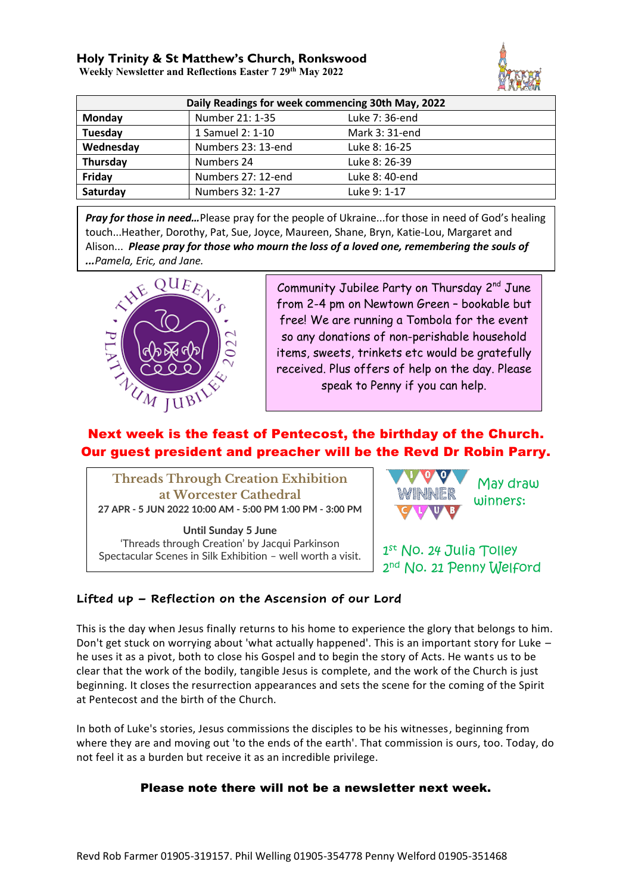# Holy Trinity & St Matthew's Church, Ronkswood

**Weekly Newsletter and Reflections Easter 7 29th May 2022**

| Daily Readings for week commencing 30th May, 2022 | | |
|---|---|---|
| **Monday** | Number 21: 1-35 | Luke 7: 36-end |
| **Tuesday** | 1 Samuel 2: 1-10 | Mark 3: 31-end |
| **Wednesday** | Numbers 23: 13-end | Luke 8: 16-25 |
| **Thursday** | Numbers 24 | Luke 8: 26-39 |
| **Friday** | Numbers 27: 12-end | Luke 8: 40-end |
| **Saturday** | Numbers 32: 1-27 | Luke 9: 1-17 |

***Pray for those in need…***Please pray for the people of Ukraine...for those in need of God's healing touch...Heather, Dorothy, Pat, Sue, Joyce, Maureen, Shane, Bryn, Katie-Lou, Margaret and Alison... ***Please pray for those who mourn the loss of a loved one, remembering the souls of ...****Pamela, Eric, and Jane.*

THE QUEEN'S PLATINUM JUBILEE 2022

Community Jubilee Party on Thursday 2nd June from 2-4 pm on Newtown Green – bookable but free! We are running a Tombola for the event so any donations of non-perishable household items, sweets, trinkets etc would be gratefully received. Plus offers of help on the day. Please speak to Penny if you can help.

**Next week is the feast of Pentecost, the birthday of the Church. Our guest president and preacher will be the Revd Dr Robin Parry.**

**Threads Through Creation Exhibition at Worcester Cathedral**

**27 APR - 5 JUN 2022 10:00 AM - 5:00 PM 1:00 PM - 3:00 PM**

**Until Sunday 5 June**

'Threads through Creation' by Jacqui Parkinson Spectacular Scenes in Silk Exhibition – well worth a visit.

100 WINNER CLUB

May draw winners:

1st No. 24 Julia Tolley
2nd No. 21 Penny Welford

## Lifted up – Reflection on the Ascension of our Lord

This is the day when Jesus finally returns to his home to experience the glory that belongs to him. Don't get stuck on worrying about 'what actually happened'. This is an important story for Luke – he uses it as a pivot, both to close his Gospel and to begin the story of Acts. He wants us to be clear that the work of the bodily, tangible Jesus is complete, and the work of the Church is just beginning. It closes the resurrection appearances and sets the scene for the coming of the Spirit at Pentecost and the birth of the Church.

In both of Luke's stories, Jesus commissions the disciples to be his witnesses, beginning from where they are and moving out 'to the ends of the earth'. That commission is ours, too. Today, do not feel it as a burden but receive it as an incredible privilege.

**Please note there will not be a newsletter next week.**

Revd Rob Farmer 01905-319157. Phil Welling 01905-354778 Penny Welford 01905-351468